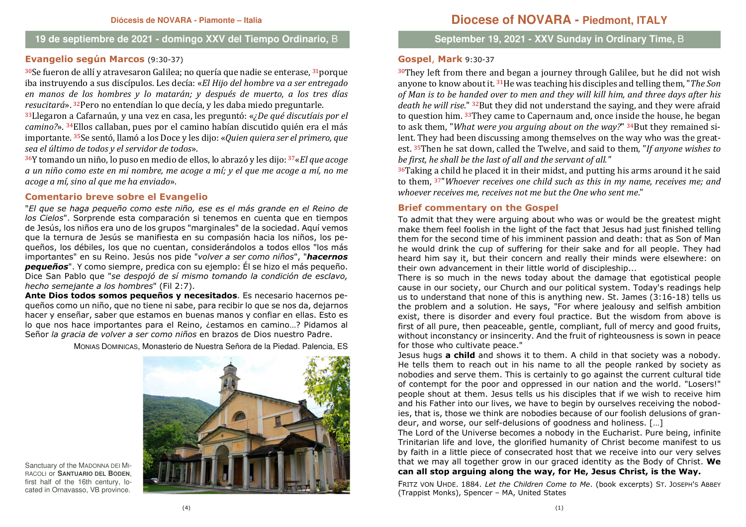**Diócesis de NOVARA - Piamonte – Italia**

## 19 de septiembre de 2021 - domingo XXV del Tiempo Ordinario, B

### Evangelio según Marcos (9:30-37)

[30]Se fueron de allí y atravesaron Galilea; no quería que nadie se enterase, [31]porque iba instruyendo a sus discípulos. Les decía: «*El Hijo del hombre va a ser entregado en manos de los hombres y lo matarán; y después de muerto, a los tres días resucitará*». [32]Pero no entendían lo que decía, y les daba miedo preguntarle.
[33]Llegaron a Cafarnaún, y una vez en casa, les preguntó: «*¿De qué discutíais por el camino?*». [34]Ellos callaban, pues por el camino habían discutido quién era el más importante. [35]Se sentó, llamó a los Doce y les dijo: «*Quien quiera ser el primero, que sea el último de todos y el servidor de todos*».
[36]Y tomando un niño, lo puso en medio de ellos, lo abrazó y les dijo: [37]«*El que acoge a un niño como este en mi nombre, me acoge a mí; y el que me acoge a mí, no me acoge a mí, sino al que me ha enviado*».

### Comentario breve sobre el Evangelio

"*El que se haga pequeño como este niño, ese es el más grande en el Reino de los Cielos*". Sorprende esta comparación si tenemos en cuenta que en tiempos de Jesús, los niños era uno de los grupos "marginales" de la sociedad. Aquí vemos que la ternura de Jesús se manifiesta en su compasión hacia los niños, los pequeños, los débiles, los que no cuentan, considerándolos a todos ellos "los más importantes" en su Reino. Jesús nos pide "*volver a ser como niños*", "***hacernos pequeños***". Y como siempre, predica con su ejemplo: Él se hizo el más pequeño. Dice San Pablo que "*se despojó de sí mismo tomando la condición de esclavo, hecho semejante a los hombres*" (Fil 2:7).
**Ante Dios todos somos pequeños y necesitados**. Es necesario hacernos pequeños como un niño, que no tiene ni sabe, para recibir lo que se nos da, dejarnos hacer y enseñar, saber que estamos en buenas manos y confiar en ellas. Esto es lo que nos hace importantes para el Reino, ¿estamos en camino…? Pidamos al Señor *la gracia de volver a ser como niños* en brazos de Dios nuestro Padre.

MONIAS DOMINICAS, Monasterio de Nuestra Señora de la Piedad. Palencia, ES

Sanctuary of the MADONNA DEI MIRACOLI or **SANTUARIO DEL BODEN**, first half of the 16th century, located in Ornavasso, VB province.

# Diocese of NOVARA - Piedmont, ITALY

## September 19, 2021 - XXV Sunday in Ordinary Time, B

### Gospel, Mark 9:30-37

[30]They left from there and began a journey through Galilee, but he did not wish anyone to know about it. [31]He was teaching his disciples and telling them, "*The Son of Man is to be handed over to men and they will kill him, and three days after his death he will rise*." [32]But they did not understand the saying, and they were afraid to question him. [33]They came to Capernaum and, once inside the house, he began to ask them, "*What were you arguing about on the way?*" [34]But they remained silent. They had been discussing among themselves on the way who was the greatest. [35]Then he sat down, called the Twelve, and said to them, "*If anyone wishes to be first, he shall be the last of all and the servant of all.*"
[36]Taking a child he placed it in their midst, and putting his arms around it he said to them, [37]"*Whoever receives one child such as this in my name, receives me; and whoever receives me, receives not me but the One who sent me*."

### Brief commentary on the Gospel

To admit that they were arguing about who was or would be the greatest might make them feel foolish in the light of the fact that Jesus had just finished telling them for the second time of his imminent passion and death: that as Son of Man he would drink the cup of suffering for their sake and for all people. They had heard him say it, but their concern and really their minds were elsewhere: on their own advancement in their little world of discipleship...
There is so much in the news today about the damage that egotistical people cause in our society, our Church and our political system. Today's readings help us to understand that none of this is anything new. St. James (3:16-18) tells us the problem and a solution. He says, "For where jealousy and selfish ambition exist, there is disorder and every foul practice. But the wisdom from above is first of all pure, then peaceable, gentle, compliant, full of mercy and good fruits, without inconstancy or insincerity. And the fruit of righteousness is sown in peace for those who cultivate peace."
Jesus hugs **a child** and shows it to them. A child in that society was a nobody. He tells them to reach out in his name to all the people ranked by society as nobodies and serve them. This is certainly to go against the current cultural tide of contempt for the poor and oppressed in our nation and the world. "Losers!" people shout at them. Jesus tells us his disciples that if we wish to receive him and his Father into our lives, we have to begin by ourselves receiving the nobodies, that is, those we think are nobodies because of our foolish delusions of grandeur, and worse, our self-delusions of goodness and holiness. […]
The Lord of the Universe becomes a nobody in the Eucharist. Pure being, infinite Trinitarian life and love, the glorified humanity of Christ become manifest to us by faith in a little piece of consecrated host that we receive into our very selves that we may all together grow in our graced identity as the Body of Christ. **We can all stop arguing along the way, for He, Jesus Christ, is the Way.**

FRITZ VON UHDE. 1884. *Let the Children Come to Me*. (book excerpts) ST. JOSEPH'S ABBEY (Trappist Monks), Spencer – MA, United States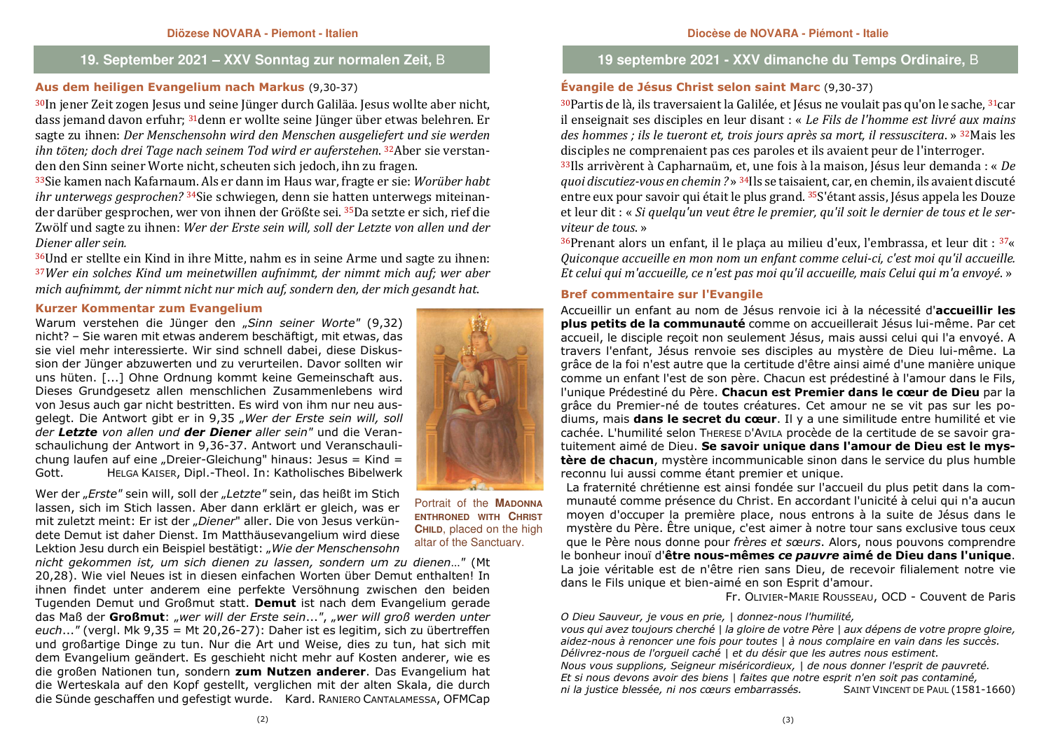Diözese NOVARA - Piemont - Italien

## 19. September 2021 – XXV Sonntag zur normalen Zeit, B

### Aus dem heiligen Evangelium nach Markus (9,30-37)

[30]In jener Zeit zogen Jesus und seine Jünger durch Galiläa. Jesus wollte aber nicht, dass jemand davon erfuhr; [31]denn er wollte seine Jünger über etwas belehren. Er sagte zu ihnen: *Der Menschensohn wird den Menschen ausgeliefert und sie werden ihn töten; doch drei Tage nach seinem Tod wird er auferstehen.* [32]Aber sie verstanden den Sinn seiner Worte nicht, scheuten sich jedoch, ihn zu fragen.
[33]Sie kamen nach Kafarnaum. Als er dann im Haus war, fragte er sie: *Worüber habt ihr unterwegs gesprochen?* [34]Sie schwiegen, denn sie hatten unterwegs miteinander darüber gesprochen, wer von ihnen der Größte sei. [35]Da setzte er sich, rief die Zwölf und sagte zu ihnen: *Wer der Erste sein will, soll der Letzte von allen und der Diener aller sein.*
[36]Und er stellte ein Kind in ihre Mitte, nahm es in seine Arme und sagte zu ihnen: [37]*Wer ein solches Kind um meinetwillen aufnimmt, der nimmt mich auf; wer aber mich aufnimmt, der nimmt nicht nur mich auf, sondern den, der mich gesandt hat.*

### Kurzer Kommentar zum Evangelium

Warum verstehen die Jünger den *„Sinn seiner Worte"* (9,32) nicht? – Sie waren mit etwas anderem beschäftigt, mit etwas, das sie viel mehr interessierte. Wir sind schnell dabei, diese Diskussion der Jünger abzuwerten und zu verurteilen. Davor sollten wir uns hüten. [...] Ohne Ordnung kommt keine Gemeinschaft aus. Dieses Grundgesetz allen menschlichen Zusammenlebens wird von Jesus auch gar nicht bestritten. Es wird von ihm nur neu ausgelegt. Die Antwort gibt er in 9,35 *„Wer der Erste sein will, soll der **Letzte** von allen und **der Diener** aller sein"* und die Veranschaulichung der Antwort in 9,36-37. Antwort und Veranschaulichung laufen auf eine „Dreier-Gleichung" hinaus: Jesus = Kind = Gott. HELGA KAISER, Dipl.-Theol. In: Katholisches Bibelwerk

Wer der *„Erste"* sein will, soll der *„Letzte"* sein, das heißt im Stich lassen, sich im Stich lassen. Aber dann erklärt er gleich, was er mit zuletzt meint: Er ist der *„Diener"* aller. Die von Jesus verkündete Demut ist daher Dienst. Im Matthäusevangelium wird diese Lektion Jesu durch ein Beispiel bestätigt: *„Wie der Menschensohn nicht gekommen ist, um sich dienen zu lassen, sondern um zu dienen..."* (Mt 20,28). Wie viel Neues ist in diesen einfachen Worten über Demut enthalten! In ihnen findet unter anderem eine perfekte Versöhnung zwischen den beiden Tugenden Demut und Großmut statt. **Demut** ist nach dem Evangelium gerade das Maß der **Großmut**: *„wer will der Erste sein...", „wer will groß werden unter euch..."* (vergl. Mk 9,35 = Mt 20,26-27): Daher ist es legitim, sich zu übertreffen und großartige Dinge zu tun. Nur die Art und Weise, dies zu tun, hat sich mit dem Evangelium geändert. Es geschieht nicht mehr auf Kosten anderer, wie es die großen Nationen tun, sondern **zum Nutzen anderer**. Das Evangelium hat die Werteskala auf den Kopf gestellt, verglichen mit der alten Skala, die durch die Sünde geschaffen und gefestigt wurde. Kard. RANIERO CANTALAMESSA, OFMCap

Portrait of the **MADONNA ENTHRONED WITH CHRIST CHILD**, placed on the high altar of the Sanctuary.

Diocèse de NOVARA - Piémont - Italie

## 19 septembre 2021 - XXV dimanche du Temps Ordinaire, B

### Évangile de Jésus Christ selon saint Marc (9,30-37)

[30]Partis de là, ils traversaient la Galilée, et Jésus ne voulait pas qu'on le sache, [31]car il enseignait ses disciples en leur disant : « *Le Fils de l'homme est livré aux mains des hommes ; ils le tueront et, trois jours après sa mort, il ressuscitera.* » [32]Mais les disciples ne comprenaient pas ces paroles et ils avaient peur de l'interroger.
[33]Ils arrivèrent à Capharnaüm, et, une fois à la maison, Jésus leur demanda : « *De quoi discutiez-vous en chemin ?* » [34]Ils se taisaient, car, en chemin, ils avaient discuté entre eux pour savoir qui était le plus grand. [35]S'étant assis, Jésus appela les Douze et leur dit : « *Si quelqu'un veut être le premier, qu'il soit le dernier de tous et le serviteur de tous.* »
[36]Prenant alors un enfant, il le plaça au milieu d'eux, l'embrassa, et leur dit : [37]« *Quiconque accueille en mon nom un enfant comme celui-ci, c'est moi qu'il accueille. Et celui qui m'accueille, ce n'est pas moi qu'il accueille, mais Celui qui m'a envoyé.* »

### Bref commentaire sur l'Evangile

Accueillir un enfant au nom de Jésus renvoie ici à la nécessité d'**accueillir les plus petits de la communauté** comme on accueillerait Jésus lui-même. Par cet accueil, le disciple reçoit non seulement Jésus, mais aussi celui qui l'a envoyé. A travers l'enfant, Jésus renvoie ses disciples au mystère de Dieu lui-même. La grâce de la foi n'est autre que la certitude d'être ainsi aimé d'une manière unique comme un enfant l'est de son père. Chacun est prédestiné à l'amour dans le Fils, l'unique Prédestiné du Père. **Chacun est Premier dans le cœur de Dieu** par la grâce du Premier-né de toutes créatures. Cet amour ne se vit pas sur les podiums, mais **dans le secret du cœur**. Il y a une similitude entre humilité et vie cachée. L'humilité selon THERESE D'AVILA procède de la certitude de se savoir gratuitement aimé de Dieu. **Se savoir unique dans l'amour de Dieu est le mystère de chacun**, mystère incommunicable sinon dans le service du plus humble reconnu lui aussi comme étant premier et unique.

La fraternité chrétienne est ainsi fondée sur l'accueil du plus petit dans la communauté comme présence du Christ. En accordant l'unicité à celui qui n'a aucun moyen d'occuper la première place, nous entrons à la suite de Jésus dans le mystère du Père. Être unique, c'est aimer à notre tour sans exclusive tous ceux que le Père nous donne pour *frères et sœurs*. Alors, nous pouvons comprendre le bonheur inouï d'**être nous-mêmes *ce pauvre* aimé de Dieu dans l'unique**. La joie véritable est de n'être rien sans Dieu, de recevoir filialement notre vie dans le Fils unique et bien-aimé en son Esprit d'amour.

Fr. OLIVIER-MARIE ROUSSEAU, OCD - Couvent de Paris

*O Dieu Sauveur, je vous en prie, | donnez-nous l'humilité,*
*vous qui avez toujours cherché | la gloire de votre Père | aux dépens de votre propre gloire,*
*aidez-nous à renoncer une fois pour toutes | à nous complaire en vain dans les succès.*
*Délivrez-nous de l'orgueil caché | et du désir que les autres nous estiment.*
*Nous vous supplions, Seigneur miséricordieux, | de nous donner l'esprit de pauvreté.*
*Et si nous devons avoir des biens | faites que notre esprit n'en soit pas contaminé,*
*ni la justice blessée, ni nos cœurs embarrassés.* SAINT VINCENT DE PAUL (1581-1660)